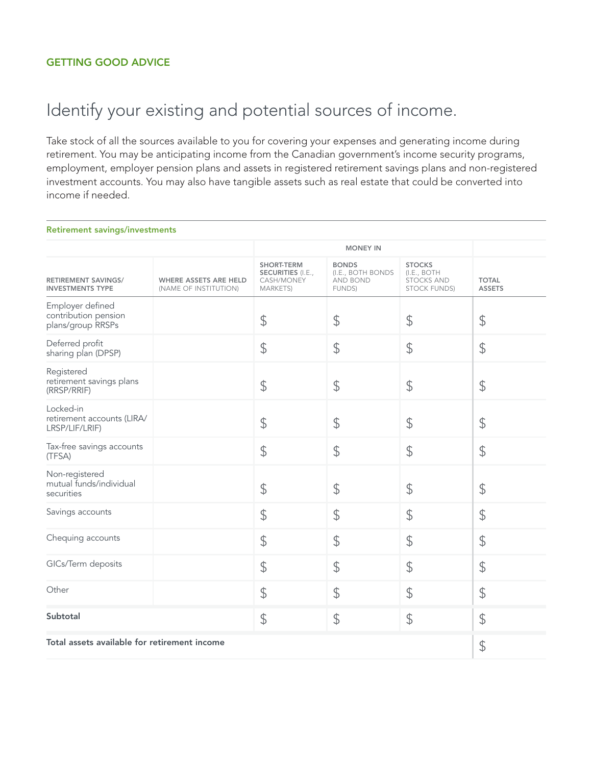GETTING GOOD ADVICE

# Identify your existing and potential sources of income.

Take stock of all the sources available to you for covering your expenses and generating income during retirement. You may be anticipating income from the Canadian government's income security programs, employment, employer pension plans and assets in registered retirement savings plans and non-registered investment accounts. You may also have tangible assets such as real estate that could be converted into income if needed.

## Retirement savings/investments

| | | MONEY IN | | | |
|---|---|---|---|---|---|
| **RETIREMENT SAVINGS/ INVESTMENTS TYPE** | **WHERE ASSETS ARE HELD** (NAME OF INSTITUTION) | **SHORT-TERM SECURITIES** (I.E., CASH/MONEY MARKETS) | **BONDS** (I.E., BOTH BONDS AND BOND FUNDS) | **STOCKS** (I.E., BOTH STOCKS AND STOCK FUNDS) | **TOTAL ASSETS** |
| Employer defined contribution pension plans/group RRSPs | | $ | $ | $ | $ |
| Deferred profit sharing plan (DPSP) | | $ | $ | $ | $ |
| Registered retirement savings plans (RRSP/RRIF) | | $ | $ | $ | $ |
| Locked-in retirement accounts (LIRA/ LRSP/LIF/LRIF) | | $ | $ | $ | $ |
| Tax-free savings accounts (TFSA) | | $ | $ | $ | $ |
| Non-registered mutual funds/individual securities | | $ | $ | $ | $ |
| Savings accounts | | $ | $ | $ | $ |
| Chequing accounts | | $ | $ | $ | $ |
| GICs/Term deposits | | $ | $ | $ | $ |
| Other | | $ | $ | $ | $ |
| **Subtotal** | | $ | $ | $ | $ |
| **Total assets available for retirement income** | | | | | $ |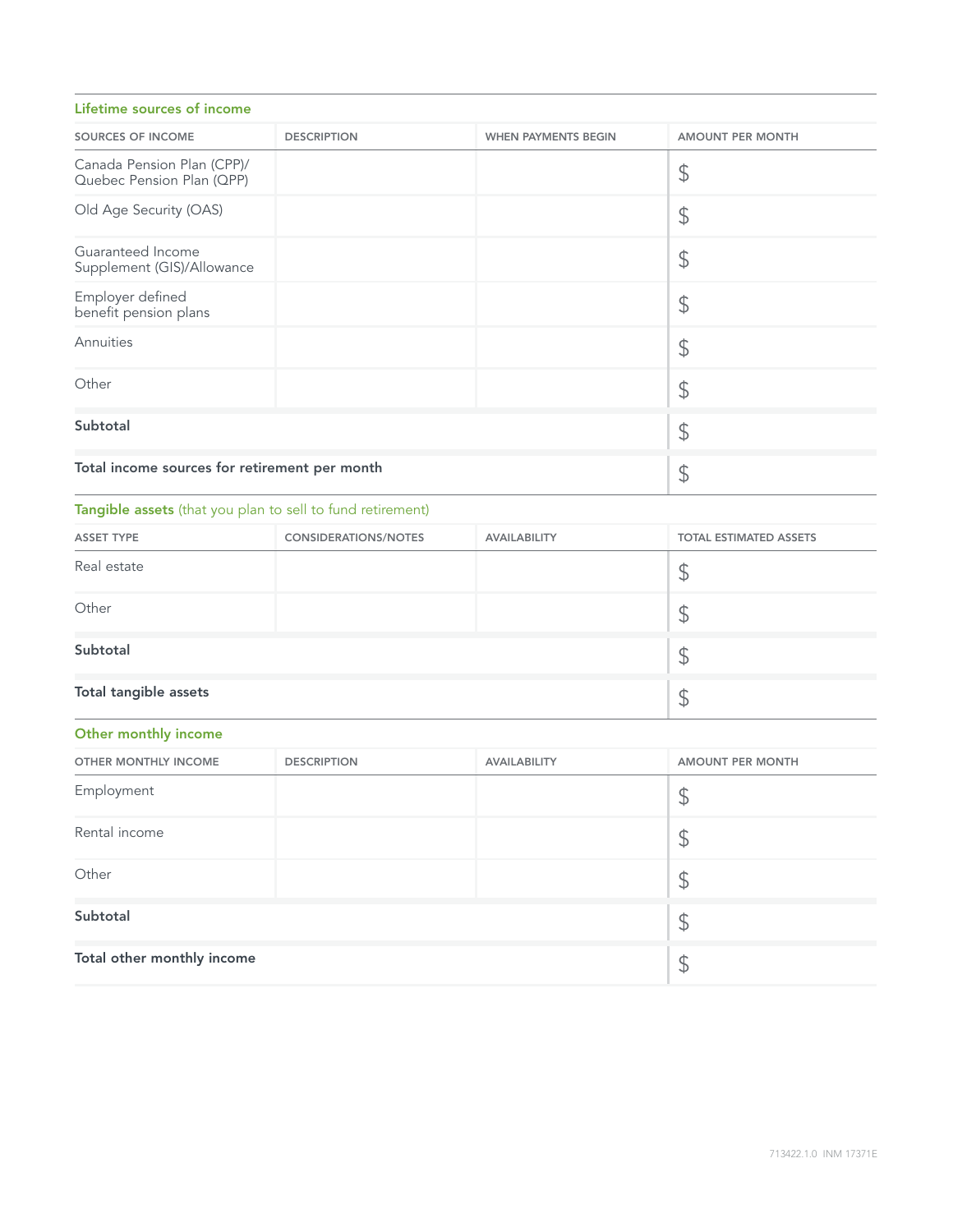## Lifetime sources of income

| SOURCES OF INCOME | DESCRIPTION | WHEN PAYMENTS BEGIN | AMOUNT PER MONTH |
|---|---|---|---|
| Canada Pension Plan (CPP)/ Quebec Pension Plan (QPP) | | | $ |
| Old Age Security (OAS) | | | $ |
| Guaranteed Income Supplement (GIS)/Allowance | | | $ |
| Employer defined benefit pension plans | | | $ |
| Annuities | | | $ |
| Other | | | $ |
| **Subtotal** | | | $ |
| **Total income sources for retirement per month** | | | $ |

## Tangible assets (that you plan to sell to fund retirement)

| ASSET TYPE | CONSIDERATIONS/NOTES | AVAILABILITY | TOTAL ESTIMATED ASSETS |
|---|---|---|---|
| Real estate | | | $ |
| Other | | | $ |
| **Subtotal** | | | $ |
| **Total tangible assets** | | | $ |

## Other monthly income

| OTHER MONTHLY INCOME | DESCRIPTION | AVAILABILITY | AMOUNT PER MONTH |
|---|---|---|---|
| Employment | | | $ |
| Rental income | | | $ |
| Other | | | $ |
| **Subtotal** | | | $ |
| **Total other monthly income** | | | $ |

713422.1.0 INM 17371E